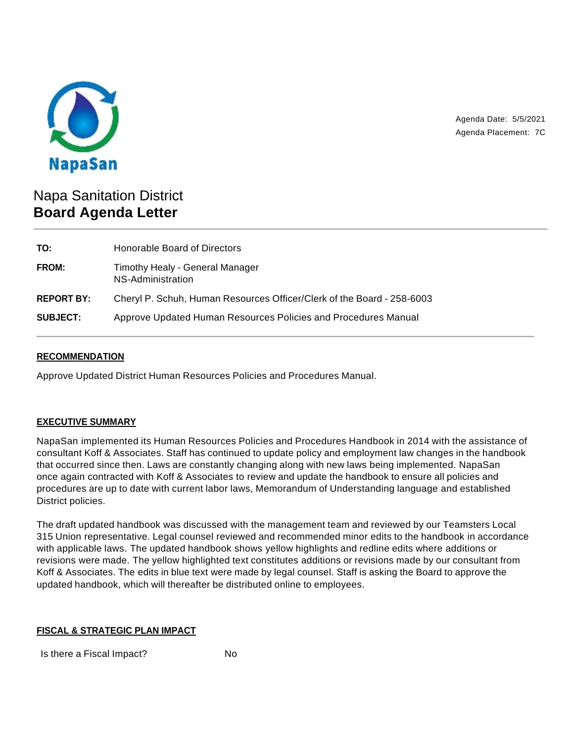NapaSan

Agenda Date: 5/5/2021
Agenda Placement: 7C

# Napa Sanitation District
# **Board Agenda Letter**

| | |
|---|---|
| **TO:** | Honorable Board of Directors |
| **FROM:** | Timothy Healy - General Manager<br>NS-Administration |
| **REPORT BY:** | Cheryl P. Schuh, Human Resources Officer/Clerk of the Board - 258-6003 |
| **SUBJECT:** | Approve Updated Human Resources Policies and Procedures Manual |

## **RECOMMENDATION**

Approve Updated District Human Resources Policies and Procedures Manual.

## **EXECUTIVE SUMMARY**

NapaSan implemented its Human Resources Policies and Procedures Handbook in 2014 with the assistance of consultant Koff & Associates. Staff has continued to update policy and employment law changes in the handbook that occurred since then. Laws are constantly changing along with new laws being implemented. NapaSan once again contracted with Koff & Associates to review and update the handbook to ensure all policies and procedures are up to date with current labor laws, Memorandum of Understanding language and established District policies.

The draft updated handbook was discussed with the management team and reviewed by our Teamsters Local 315 Union representative. Legal counsel reviewed and recommended minor edits to the handbook in accordance with applicable laws. The updated handbook shows yellow highlights and redline edits where additions or revisions were made. The yellow highlighted text constitutes additions or revisions made by our consultant from Koff & Associates. The edits in blue text were made by legal counsel. Staff is asking the Board to approve the updated handbook, which will thereafter be distributed online to employees.

## **FISCAL & STRATEGIC PLAN IMPACT**

| | |
|---|---|
| Is there a Fiscal Impact? | No |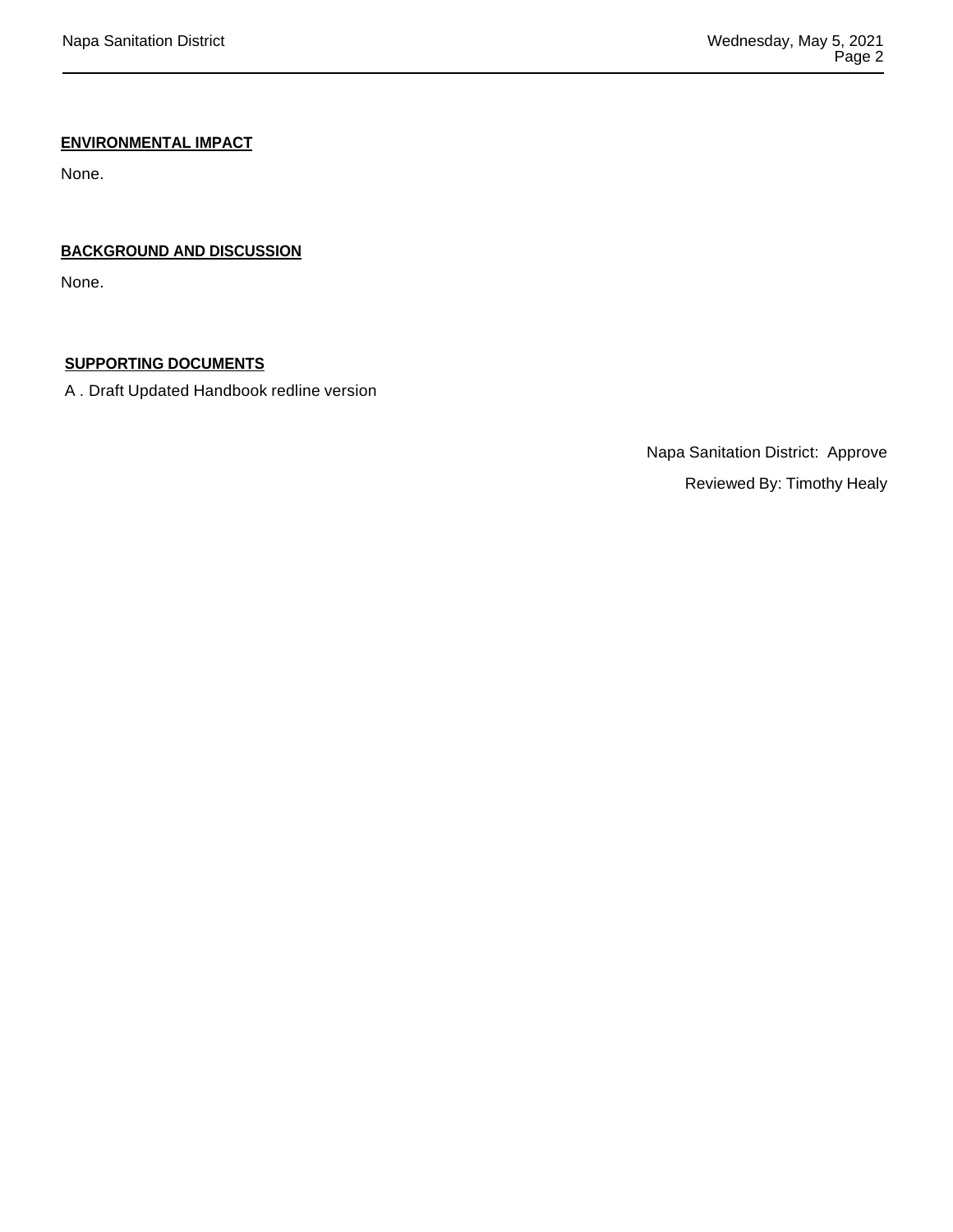**ENVIRONMENTAL IMPACT**

None.

**BACKGROUND AND DISCUSSION**

None.

**SUPPORTING DOCUMENTS**

A . Draft Updated Handbook redline version

Napa Sanitation District: Approve

Reviewed By: Timothy Healy